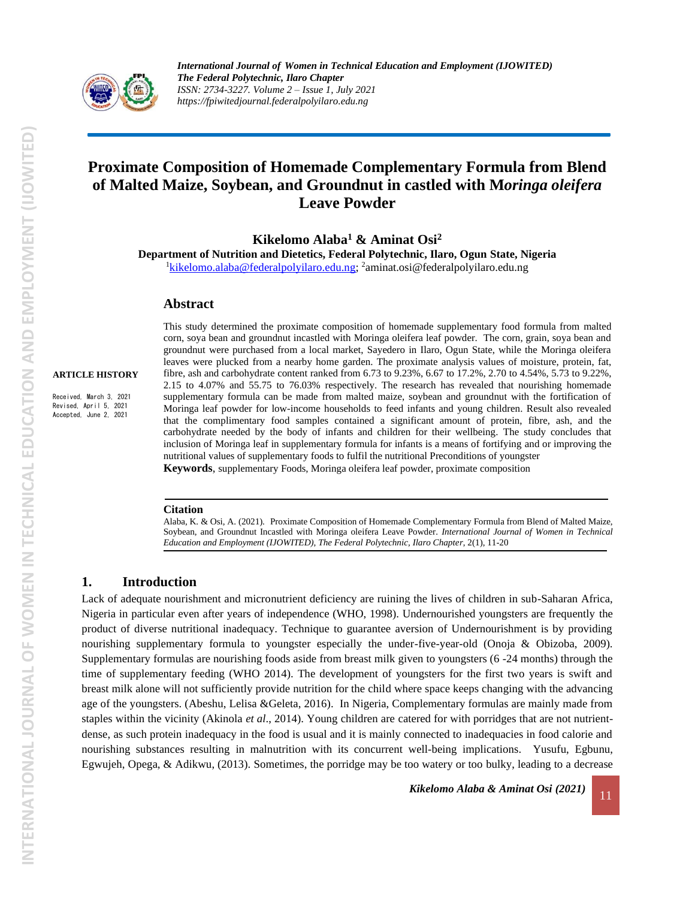# Proximate Composition of Homemade Complementary Formula from Blend of Malted Maize, Soybean, and Groundnut in castled with M*oringa oleifera* Leave Powder

**Kikelomo Alaba[1] & Aminat Osi[2]**

**Department of Nutrition and Dietetics, Federal Polytechnic, Ilaro, Ogun State, Nigeria**

[1]kikelomo.alaba@federalpolyilaro.edu.ng; [2]aminat.osi@federalpolyilaro.edu.ng

**ARTICLE HISTORY**

Received, March 3, 2021
Revised, April 5, 2021
Accepted, June 2, 2021

## Abstract

This study determined the proximate composition of homemade supplementary food formula from malted corn, soya bean and groundnut incastled with Moringa oleifera leaf powder. The corn, grain, soya bean and groundnut were purchased from a local market, Sayedero in Ilaro, Ogun State, while the Moringa oleifera leaves were plucked from a nearby home garden. The proximate analysis values of moisture, protein, fat, fibre, ash and carbohydrate content ranked from 6.73 to 9.23%, 6.67 to 17.2%, 2.70 to 4.54%, 5.73 to 9.22%, 2.15 to 4.07% and 55.75 to 76.03% respectively. The research has revealed that nourishing homemade supplementary formula can be made from malted maize, soybean and groundnut with the fortification of Moringa leaf powder for low-income households to feed infants and young children. Result also revealed that the complimentary food samples contained a significant amount of protein, fibre, ash, and the carbohydrate needed by the body of infants and children for their wellbeing. The study concludes that inclusion of Moringa leaf in supplementary formula for infants is a means of fortifying and or improving the nutritional values of supplementary foods to fulfil the nutritional Preconditions of youngster

**Keywords**, supplementary Foods, Moringa oleifera leaf powder, proximate composition

**Citation**

Alaba, K. & Osi, A. (2021). Proximate Composition of Homemade Complementary Formula from Blend of Malted Maize, Soybean, and Groundnut Incastled with Moringa oleifera Leave Powder. *International Journal of Women in Technical Education and Employment (IJOWITED), The Federal Polytechnic, Ilaro Chapter*, 2(1), 11-20

## 1. Introduction

Lack of adequate nourishment and micronutrient deficiency are ruining the lives of children in sub-Saharan Africa, Nigeria in particular even after years of independence (WHO, 1998). Undernourished youngsters are frequently the product of diverse nutritional inadequacy. Technique to guarantee aversion of Undernourishment is by providing nourishing supplementary formula to youngster especially the under-five-year-old (Onoja & Obizoba, 2009). Supplementary formulas are nourishing foods aside from breast milk given to youngsters (6 -24 months) through the time of supplementary feeding (WHO 2014). The development of youngsters for the first two years is swift and breast milk alone will not sufficiently provide nutrition for the child where space keeps changing with the advancing age of the youngsters. (Abeshu, Lelisa &Geleta, 2016). In Nigeria, Complementary formulas are mainly made from staples within the vicinity (Akinola *et al*., 2014). Young children are catered for with porridges that are not nutrient-dense, as such protein inadequacy in the food is usual and it is mainly connected to inadequacies in food calorie and nourishing substances resulting in malnutrition with its concurrent well-being implications. Yusufu, Egbunu, Egwujeh, Opega, & Adikwu, (2013). Sometimes, the porridge may be too watery or too bulky, leading to a decrease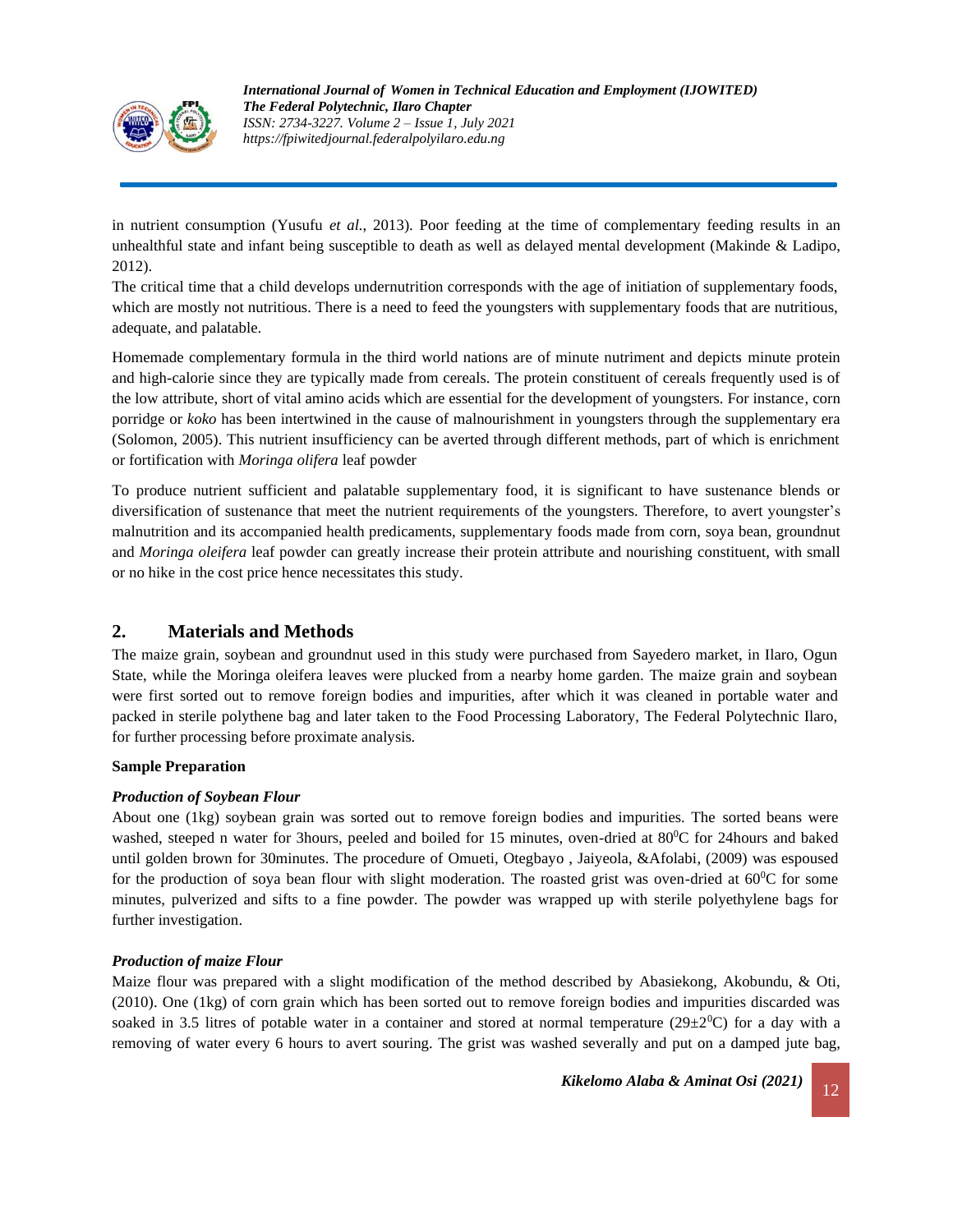in nutrient consumption (Yusufu *et al.,* 2013). Poor feeding at the time of complementary feeding results in an unhealthful state and infant being susceptible to death as well as delayed mental development (Makinde & Ladipo, 2012).

The critical time that a child develops undernutrition corresponds with the age of initiation of supplementary foods, which are mostly not nutritious. There is a need to feed the youngsters with supplementary foods that are nutritious, adequate, and palatable.

Homemade complementary formula in the third world nations are of minute nutriment and depicts minute protein and high-calorie since they are typically made from cereals. The protein constituent of cereals frequently used is of the low attribute, short of vital amino acids which are essential for the development of youngsters. For instance, corn porridge or *koko* has been intertwined in the cause of malnourishment in youngsters through the supplementary era (Solomon, 2005). This nutrient insufficiency can be averted through different methods, part of which is enrichment or fortification with *Moringa olifera* leaf powder

To produce nutrient sufficient and palatable supplementary food, it is significant to have sustenance blends or diversification of sustenance that meet the nutrient requirements of the youngsters. Therefore, to avert youngster's malnutrition and its accompanied health predicaments, supplementary foods made from corn, soya bean, groundnut and *Moringa oleifera* leaf powder can greatly increase their protein attribute and nourishing constituent, with small or no hike in the cost price hence necessitates this study.

## 2. Materials and Methods

The maize grain, soybean and groundnut used in this study were purchased from Sayedero market, in Ilaro, Ogun State, while the Moringa oleifera leaves were plucked from a nearby home garden. The maize grain and soybean were first sorted out to remove foreign bodies and impurities, after which it was cleaned in portable water and packed in sterile polythene bag and later taken to the Food Processing Laboratory, The Federal Polytechnic Ilaro, for further processing before proximate analysis.

**Sample Preparation**

***Production of Soybean Flour***

About one (1kg) soybean grain was sorted out to remove foreign bodies and impurities. The sorted beans were washed, steeped n water for 3hours, peeled and boiled for 15 minutes, oven-dried at $80^0$C for 24hours and baked until golden brown for 30minutes. The procedure of Omueti, Otegbayo , Jaiyeola, &Afolabi, (2009) was espoused for the production of soya bean flour with slight moderation. The roasted grist was oven-dried at $60^0$C for some minutes, pulverized and sifts to a fine powder. The powder was wrapped up with sterile polyethylene bags for further investigation.

***Production of maize Flour***

Maize flour was prepared with a slight modification of the method described by Abasiekong, Akobundu, & Oti, (2010). One (1kg) of corn grain which has been sorted out to remove foreign bodies and impurities discarded was soaked in 3.5 litres of potable water in a container and stored at normal temperature ($29\pm2^0$C) for a day with a removing of water every 6 hours to avert souring. The grist was washed severally and put on a damped jute bag,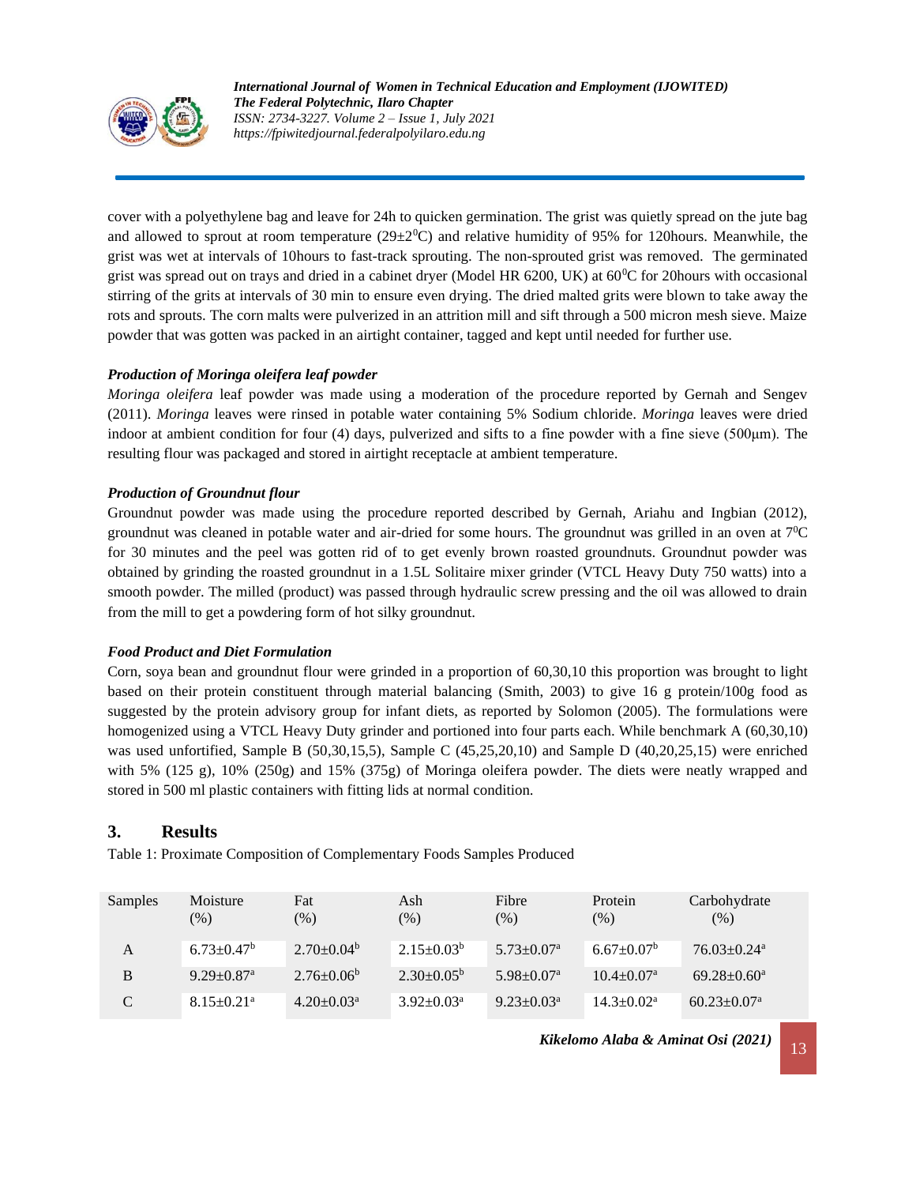cover with a polyethylene bag and leave for 24h to quicken germination. The grist was quietly spread on the jute bag and allowed to sprout at room temperature ($29\pm2^0$C) and relative humidity of 95% for 120hours. Meanwhile, the grist was wet at intervals of 10hours to fast-track sprouting. The non-sprouted grist was removed. The germinated grist was spread out on trays and dried in a cabinet dryer (Model HR 6200, UK) at $60^0$C for 20hours with occasional stirring of the grits at intervals of 30 min to ensure even drying. The dried malted grits were blown to take away the rots and sprouts. The corn malts were pulverized in an attrition mill and sift through a 500 micron mesh sieve. Maize powder that was gotten was packed in an airtight container, tagged and kept until needed for further use.

### *Production of Moringa oleifera leaf powder*

*Moringa oleifera* leaf powder was made using a moderation of the procedure reported by Gernah and Sengev (2011). *Moringa* leaves were rinsed in potable water containing 5% Sodium chloride. *Moringa* leaves were dried indoor at ambient condition for four (4) days, pulverized and sifts to a fine powder with a fine sieve (500μm). The resulting flour was packaged and stored in airtight receptacle at ambient temperature.

### *Production of Groundnut flour*

Groundnut powder was made using the procedure reported described by Gernah, Ariahu and Ingbian (2012), groundnut was cleaned in potable water and air-dried for some hours. The groundnut was grilled in an oven at $7^0$C for 30 minutes and the peel was gotten rid of to get evenly brown roasted groundnuts. Groundnut powder was obtained by grinding the roasted groundnut in a 1.5L Solitaire mixer grinder (VTCL Heavy Duty 750 watts) into a smooth powder. The milled (product) was passed through hydraulic screw pressing and the oil was allowed to drain from the mill to get a powdering form of hot silky groundnut.

### *Food Product and Diet Formulation*

Corn, soya bean and groundnut flour were grinded in a proportion of 60,30,10 this proportion was brought to light based on their protein constituent through material balancing (Smith, 2003) to give 16 g protein/100g food as suggested by the protein advisory group for infant diets, as reported by Solomon (2005). The formulations were homogenized using a VTCL Heavy Duty grinder and portioned into four parts each. While benchmark A (60,30,10) was used unfortified, Sample B (50,30,15,5), Sample C (45,25,20,10) and Sample D (40,20,25,15) were enriched with 5% (125 g), 10% (250g) and 15% (375g) of Moringa oleifera powder. The diets were neatly wrapped and stored in 500 ml plastic containers with fitting lids at normal condition.

## 3. Results

Table 1: Proximate Composition of Complementary Foods Samples Produced

| Samples | Moisture (%) | Fat (%) | Ash (%) | Fibre (%) | Protein (%) | Carbohydrate (%) |
|---|---|---|---|---|---|---|
| A | $6.73\pm0.47^b$ | $2.70\pm0.04^b$ | $2.15\pm0.03^b$ | $5.73\pm0.07^a$ | $6.67\pm0.07^b$ | $76.03\pm0.24^a$ |
| B | $9.29\pm0.87^a$ | $2.76\pm0.06^b$ | $2.30\pm0.05^b$ | $5.98\pm0.07^a$ | $10.4\pm0.07^a$ | $69.28\pm0.60^a$ |
| C | $8.15\pm0.21^a$ | $4.20\pm0.03^a$ | $3.92\pm0.03^a$ | $9.23\pm0.03^a$ | $14.3\pm0.02^a$ | $60.23\pm0.07^a$ |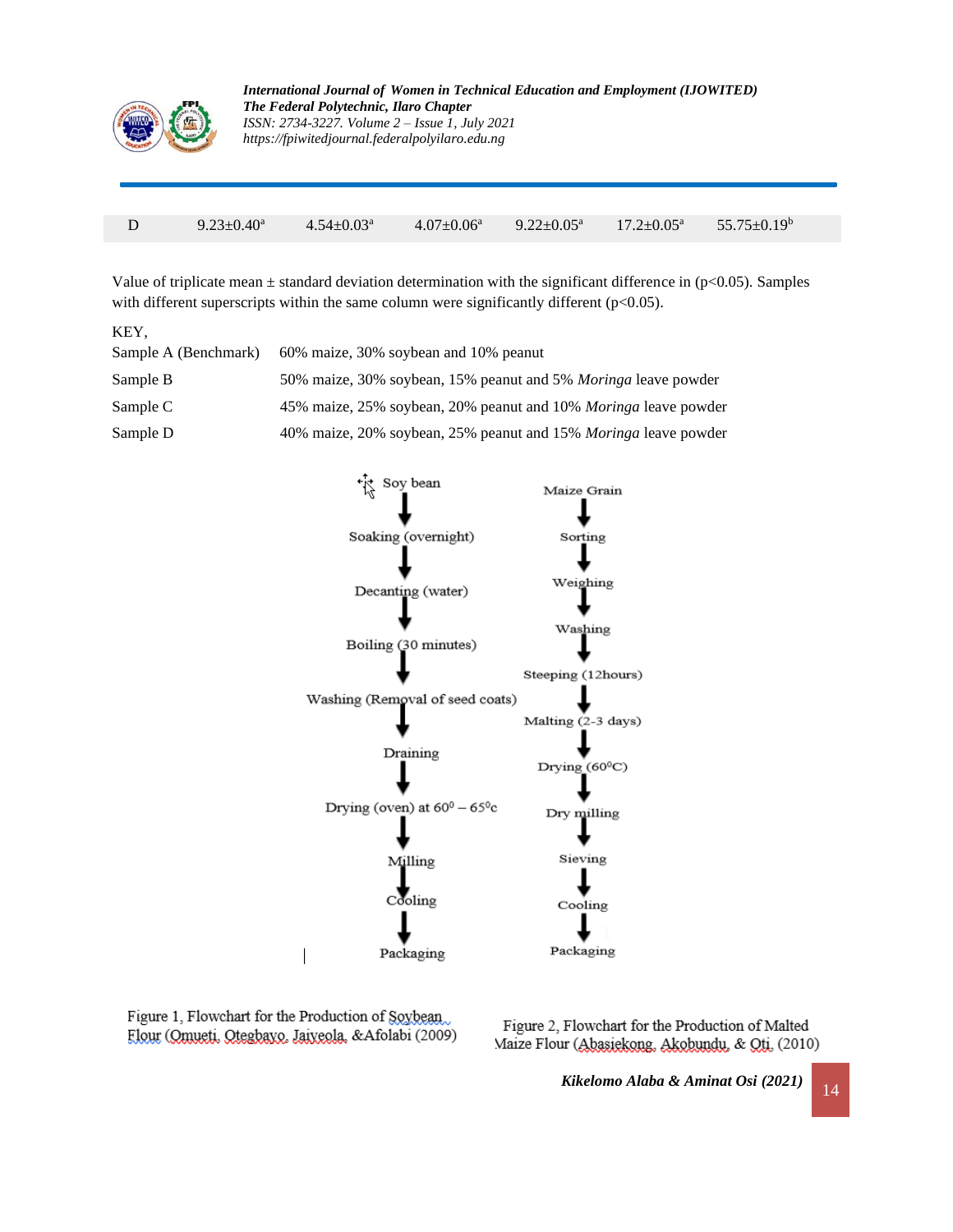| D | $9.23\pm0.40^a$ | $4.54\pm0.03^a$ | $4.07\pm0.06^a$ | $9.22\pm0.05^a$ | $17.2\pm0.05^a$ | $55.75\pm0.19^b$ |
|---|---|---|---|---|---|---|

Value of triplicate mean ± standard deviation determination with the significant difference in ($p<0.05$). Samples with different superscripts within the same column were significantly different ($p<0.05$).

KEY,

| | |
|---|---|
| Sample A (Benchmark) | 60% maize, 30% soybean and 10% peanut |
| Sample B | 50% maize, 30% soybean, 15% peanut and 5% *Moringa* leave powder |
| Sample C | 45% maize, 25% soybean, 20% peanut and 10% *Moringa* leave powder |
| Sample D | 40% maize, 20% soybean, 25% peanut and 15% *Moringa* leave powder |

Soy bean → Soaking (overnight) → Decanting (water) → Boiling (30 minutes) → Washing (Removal of seed coats) → Draining → Drying (oven) at $60^0 - 65^0$c → Milling → Cooling → Packaging

Figure 1, Flowchart for the Production of Soybean Flour (Omueti, Otegbayo, Jaiyeola, &Afolabi (2009)

Maize Grain → Sorting → Weighing → Washing → Steeping (12hours) → Malting (2-3 days) → Drying ($60^0$C) → Dry milling → Sieving → Cooling → Packaging

Figure 2, Flowchart for the Production of Malted Maize Flour (Abasiekong, Akobundu, & Oti, (2010)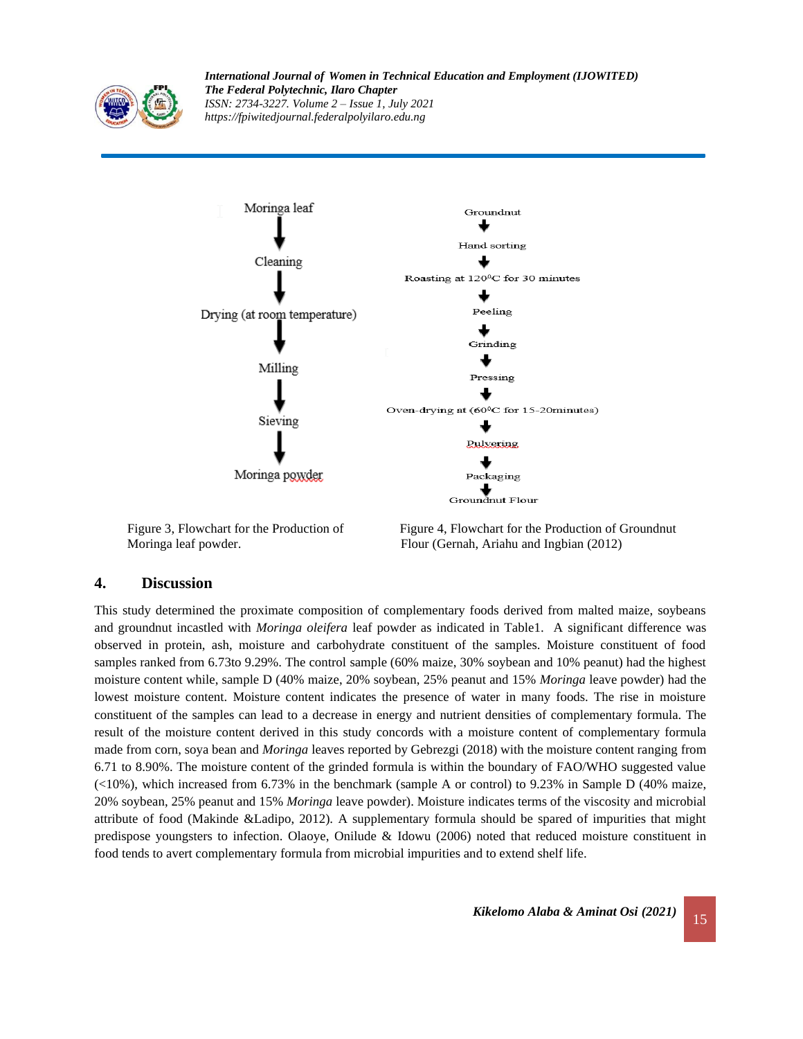Moringa leaf

↓

Cleaning

↓

Drying (at room temperature)

↓

Milling

↓

Sieving

↓

Moringa powder

Groundnut

↓

Hand sorting

↓

Roasting at 120⁰C for 30 minutes

↓

Peeling

↓

Grinding

↓

Pressing

↓

Oven-drying at (60⁰C for 15-20minutes)

↓

Pulvering

↓

Packaging

↓

Groundnut Flour

Figure 3, Flowchart for the Production of Moringa leaf powder.

Figure 4, Flowchart for the Production of Groundnut Flour (Gernah, Ariahu and Ingbian (2012)

## 4. Discussion

This study determined the proximate composition of complementary foods derived from malted maize, soybeans and groundnut incastled with *Moringa oleifera* leaf powder as indicated in Table1. A significant difference was observed in protein, ash, moisture and carbohydrate constituent of the samples. Moisture constituent of food samples ranked from 6.73to 9.29%. The control sample (60% maize, 30% soybean and 10% peanut) had the highest moisture content while, sample D (40% maize, 20% soybean, 25% peanut and 15% *Moringa* leave powder) had the lowest moisture content. Moisture content indicates the presence of water in many foods. The rise in moisture constituent of the samples can lead to a decrease in energy and nutrient densities of complementary formula. The result of the moisture content derived in this study concords with a moisture content of complementary formula made from corn, soya bean and *Moringa* leaves reported by Gebrezgi (2018) with the moisture content ranging from 6.71 to 8.90%. The moisture content of the grinded formula is within the boundary of FAO/WHO suggested value (<10%), which increased from 6.73% in the benchmark (sample A or control) to 9.23% in Sample D (40% maize, 20% soybean, 25% peanut and 15% *Moringa* leave powder). Moisture indicates terms of the viscosity and microbial attribute of food (Makinde &Ladipo, 2012). A supplementary formula should be spared of impurities that might predispose youngsters to infection. Olaoye, Onilude & Idowu (2006) noted that reduced moisture constituent in food tends to avert complementary formula from microbial impurities and to extend shelf life.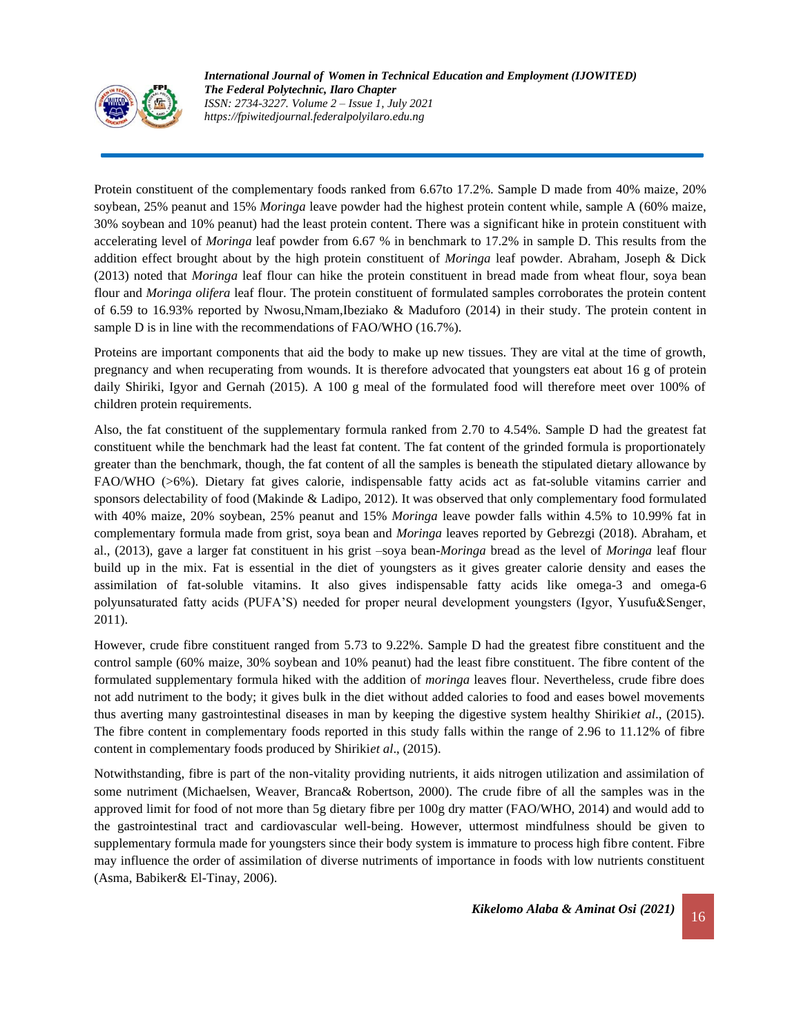Protein constituent of the complementary foods ranked from 6.67to 17.2%. Sample D made from 40% maize, 20% soybean, 25% peanut and 15% *Moringa* leave powder had the highest protein content while, sample A (60% maize, 30% soybean and 10% peanut) had the least protein content. There was a significant hike in protein constituent with accelerating level of *Moringa* leaf powder from 6.67 % in benchmark to 17.2% in sample D. This results from the addition effect brought about by the high protein constituent of *Moringa* leaf powder. Abraham, Joseph & Dick (2013) noted that *Moringa* leaf flour can hike the protein constituent in bread made from wheat flour, soya bean flour and *Moringa olifera* leaf flour. The protein constituent of formulated samples corroborates the protein content of 6.59 to 16.93% reported by Nwosu,Nmam,Ibeziako & Maduforo (2014) in their study. The protein content in sample D is in line with the recommendations of FAO/WHO (16.7%).

Proteins are important components that aid the body to make up new tissues. They are vital at the time of growth, pregnancy and when recuperating from wounds. It is therefore advocated that youngsters eat about 16 g of protein daily Shiriki, Igyor and Gernah (2015). A 100 g meal of the formulated food will therefore meet over 100% of children protein requirements.

Also, the fat constituent of the supplementary formula ranked from 2.70 to 4.54%. Sample D had the greatest fat constituent while the benchmark had the least fat content. The fat content of the grinded formula is proportionately greater than the benchmark, though, the fat content of all the samples is beneath the stipulated dietary allowance by FAO/WHO (>6%). Dietary fat gives calorie, indispensable fatty acids act as fat-soluble vitamins carrier and sponsors delectability of food (Makinde & Ladipo, 2012). It was observed that only complementary food formulated with 40% maize, 20% soybean, 25% peanut and 15% *Moringa* leave powder falls within 4.5% to 10.99% fat in complementary formula made from grist, soya bean and *Moringa* leaves reported by Gebrezgi (2018). Abraham, et al., (2013), gave a larger fat constituent in his grist –soya bean-*Moringa* bread as the level of *Moringa* leaf flour build up in the mix. Fat is essential in the diet of youngsters as it gives greater calorie density and eases the assimilation of fat-soluble vitamins. It also gives indispensable fatty acids like omega-3 and omega-6 polyunsaturated fatty acids (PUFA'S) needed for proper neural development youngsters (Igyor, Yusufu&Senger, 2011).

However, crude fibre constituent ranged from 5.73 to 9.22%. Sample D had the greatest fibre constituent and the control sample (60% maize, 30% soybean and 10% peanut) had the least fibre constituent. The fibre content of the formulated supplementary formula hiked with the addition of *moringa* leaves flour. Nevertheless, crude fibre does not add nutriment to the body; it gives bulk in the diet without added calories to food and eases bowel movements thus averting many gastrointestinal diseases in man by keeping the digestive system healthy Shiriki*et al*., (2015). The fibre content in complementary foods reported in this study falls within the range of 2.96 to 11.12% of fibre content in complementary foods produced by Shiriki*et al*., (2015).

Notwithstanding, fibre is part of the non-vitality providing nutrients, it aids nitrogen utilization and assimilation of some nutriment (Michaelsen, Weaver, Branca& Robertson, 2000). The crude fibre of all the samples was in the approved limit for food of not more than 5g dietary fibre per 100g dry matter (FAO/WHO, 2014) and would add to the gastrointestinal tract and cardiovascular well-being. However, uttermost mindfulness should be given to supplementary formula made for youngsters since their body system is immature to process high fibre content. Fibre may influence the order of assimilation of diverse nutriments of importance in foods with low nutrients constituent (Asma, Babiker& El-Tinay, 2006).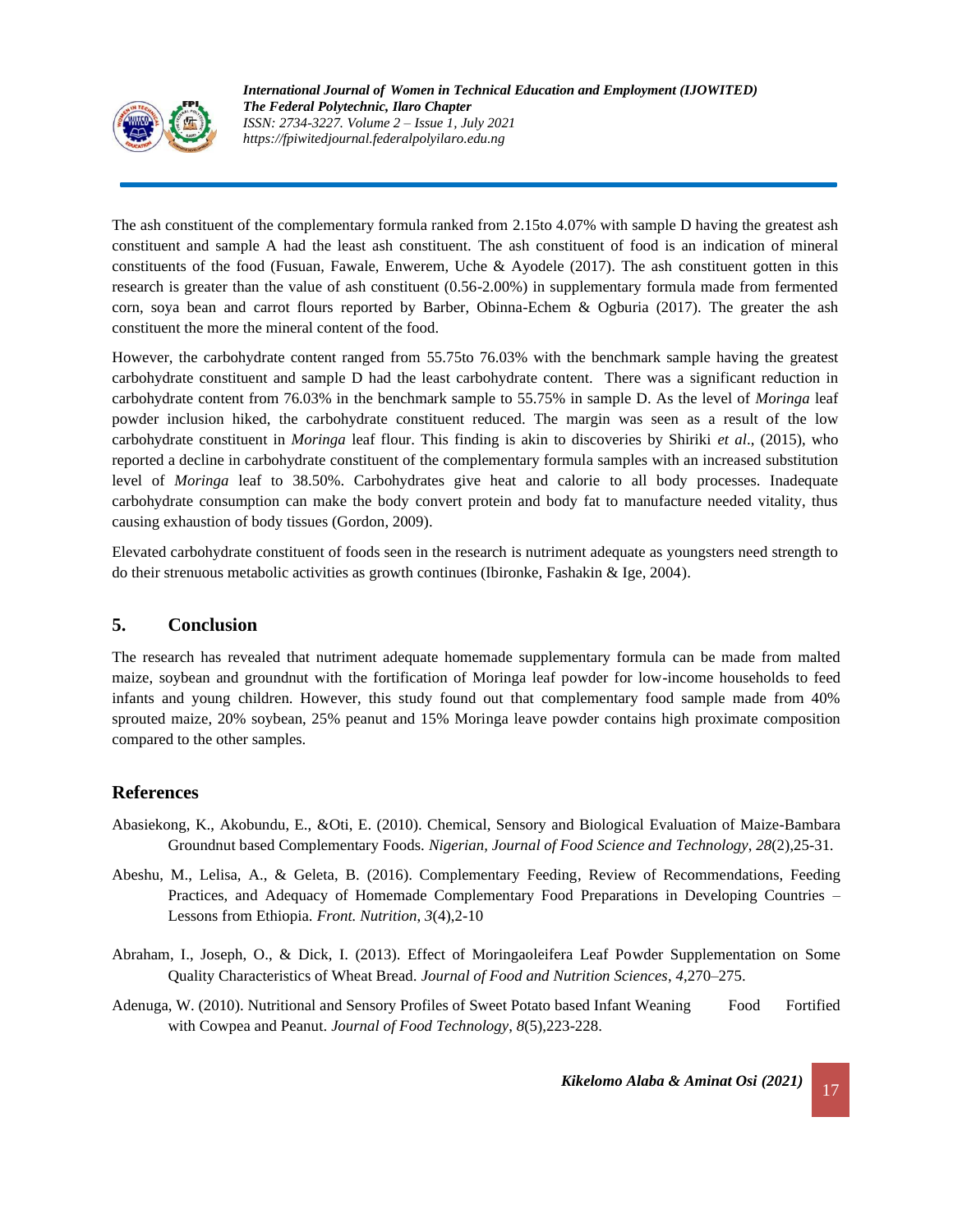The ash constituent of the complementary formula ranked from 2.15to 4.07% with sample D having the greatest ash constituent and sample A had the least ash constituent. The ash constituent of food is an indication of mineral constituents of the food (Fusuan, Fawale, Enwerem, Uche & Ayodele (2017). The ash constituent gotten in this research is greater than the value of ash constituent (0.56-2.00%) in supplementary formula made from fermented corn, soya bean and carrot flours reported by Barber, Obinna-Echem & Ogburia (2017). The greater the ash constituent the more the mineral content of the food.

However, the carbohydrate content ranged from 55.75to 76.03% with the benchmark sample having the greatest carbohydrate constituent and sample D had the least carbohydrate content. There was a significant reduction in carbohydrate content from 76.03% in the benchmark sample to 55.75% in sample D. As the level of *Moringa* leaf powder inclusion hiked, the carbohydrate constituent reduced. The margin was seen as a result of the low carbohydrate constituent in *Moringa* leaf flour. This finding is akin to discoveries by Shiriki *et al*., (2015), who reported a decline in carbohydrate constituent of the complementary formula samples with an increased substitution level of *Moringa* leaf to 38.50%. Carbohydrates give heat and calorie to all body processes. Inadequate carbohydrate consumption can make the body convert protein and body fat to manufacture needed vitality, thus causing exhaustion of body tissues (Gordon, 2009).

Elevated carbohydrate constituent of foods seen in the research is nutriment adequate as youngsters need strength to do their strenuous metabolic activities as growth continues (Ibironke, Fashakin & Ige, 2004).

## 5. Conclusion

The research has revealed that nutriment adequate homemade supplementary formula can be made from malted maize, soybean and groundnut with the fortification of Moringa leaf powder for low-income households to feed infants and young children. However, this study found out that complementary food sample made from 40% sprouted maize, 20% soybean, 25% peanut and 15% Moringa leave powder contains high proximate composition compared to the other samples.

## References

Abasiekong, K., Akobundu, E., &Oti, E. (2010). Chemical, Sensory and Biological Evaluation of Maize-Bambara Groundnut based Complementary Foods. *Nigerian, Journal of Food Science and Technology*, *28*(2),25-31.

Abeshu, M., Lelisa, A., & Geleta, B. (2016). Complementary Feeding, Review of Recommendations, Feeding Practices, and Adequacy of Homemade Complementary Food Preparations in Developing Countries – Lessons from Ethiopia. *Front. Nutrition, 3*(4),2-10

Abraham, I., Joseph, O., & Dick, I. (2013). Effect of Moringaoleifera Leaf Powder Supplementation on Some Quality Characteristics of Wheat Bread. *Journal of Food and Nutrition Sciences*, *4*,270–275.

Adenuga, W. (2010). Nutritional and Sensory Profiles of Sweet Potato based Infant Weaning Food Fortified with Cowpea and Peanut. *Journal of Food Technology*, *8*(5),223-228.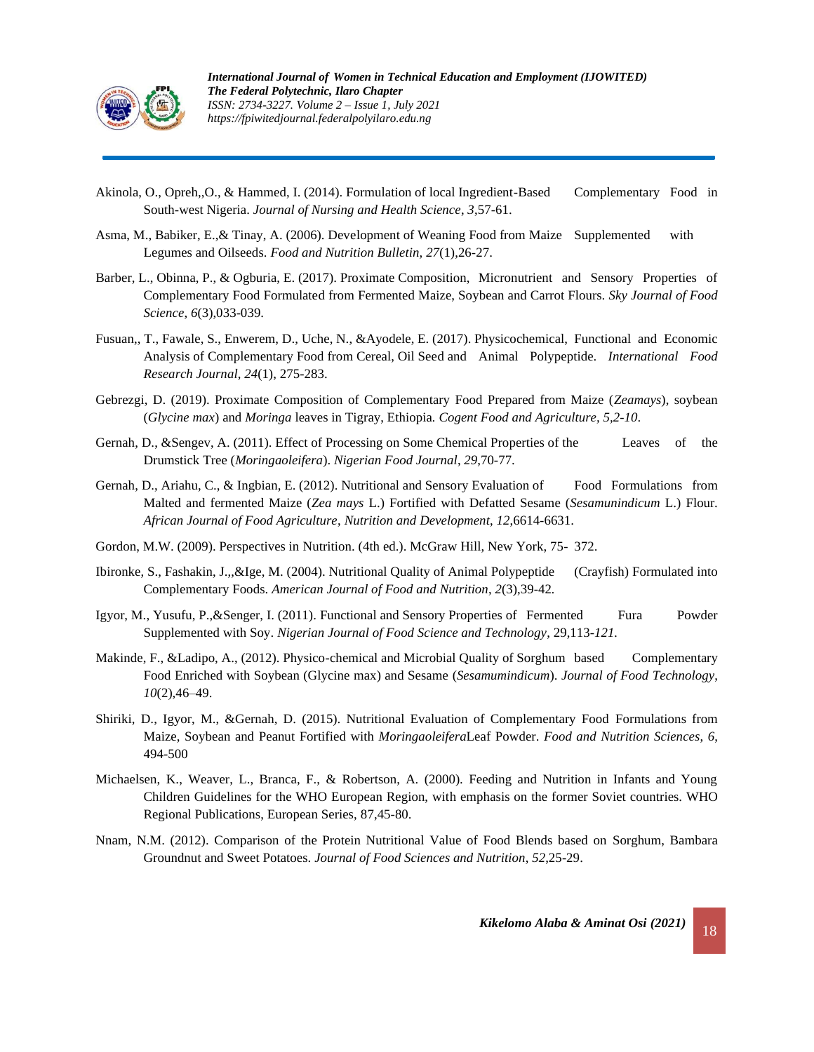Akinola, O., Opreh,,O., & Hammed, I. (2014). Formulation of local Ingredient-Based Complementary Food in South-west Nigeria. *Journal of Nursing and Health Science*, *3*,57-61.

Asma, M., Babiker, E.,& Tinay, A. (2006). Development of Weaning Food from Maize Supplemented with Legumes and Oilseeds. *Food and Nutrition Bulletin*, *27*(1),26-27.

Barber, L., Obinna, P., & Ogburia, E. (2017). Proximate Composition, Micronutrient and Sensory Properties of Complementary Food Formulated from Fermented Maize, Soybean and Carrot Flours. *Sky Journal of Food Science*, *6*(3),033-039.

Fusuan,, T., Fawale, S., Enwerem, D., Uche, N., &Ayodele, E. (2017). Physicochemical, Functional and Economic Analysis of Complementary Food from Cereal, Oil Seed and Animal Polypeptide. *International Food Research Journal*, *24*(1), 275-283.

Gebrezgi, D. (2019). Proximate Composition of Complementary Food Prepared from Maize (*Zeamays*), soybean (*Glycine max*) and *Moringa* leaves in Tigray, Ethiopia. *Cogent Food and Agriculture*, *5,2-10*.

Gernah, D., &Sengev, A. (2011). Effect of Processing on Some Chemical Properties of the Leaves of the Drumstick Tree (*Moringaoleifera*). *Nigerian Food Journal*, *29*,70-77.

Gernah, D., Ariahu, C., & Ingbian, E. (2012). Nutritional and Sensory Evaluation of Food Formulations from Malted and fermented Maize (*Zea mays* L.) Fortified with Defatted Sesame (*Sesamunindicum* L.) Flour. *African Journal of Food Agriculture*, *Nutrition and Development*, *12*,6614-6631.

Gordon, M.W. (2009). Perspectives in Nutrition. (4th ed.). McGraw Hill, New York, 75- 372.

Ibironke, S., Fashakin, J.,,&Ige, M. (2004). Nutritional Quality of Animal Polypeptide (Crayfish) Formulated into Complementary Foods. *American Journal of Food and Nutrition*, *2*(3),39-42.

Igyor, M., Yusufu, P.,&Senger, I. (2011). Functional and Sensory Properties of Fermented Fura Powder Supplemented with Soy. *Nigerian Journal of Food Science and Technology*, 29,113-*121.*

Makinde, F., &Ladipo, A., (2012). Physico-chemical and Microbial Quality of Sorghum based Complementary Food Enriched with Soybean (Glycine max) and Sesame (*Sesamumindicum*). *Journal of Food Technology*, *10*(2),46–49.

Shiriki, D., Igyor, M., &Gernah, D. (2015). Nutritional Evaluation of Complementary Food Formulations from Maize, Soybean and Peanut Fortified with *Moringaoleifera*Leaf Powder. *Food and Nutrition Sciences*, *6*, 494-500

Michaelsen, K., Weaver, L., Branca, F., & Robertson, A. (2000). Feeding and Nutrition in Infants and Young Children Guidelines for the WHO European Region, with emphasis on the former Soviet countries. WHO Regional Publications, European Series, 87,45-80.

Nnam, N.M. (2012). Comparison of the Protein Nutritional Value of Food Blends based on Sorghum, Bambara Groundnut and Sweet Potatoes. *Journal of Food Sciences and Nutrition*, *52*,25-29.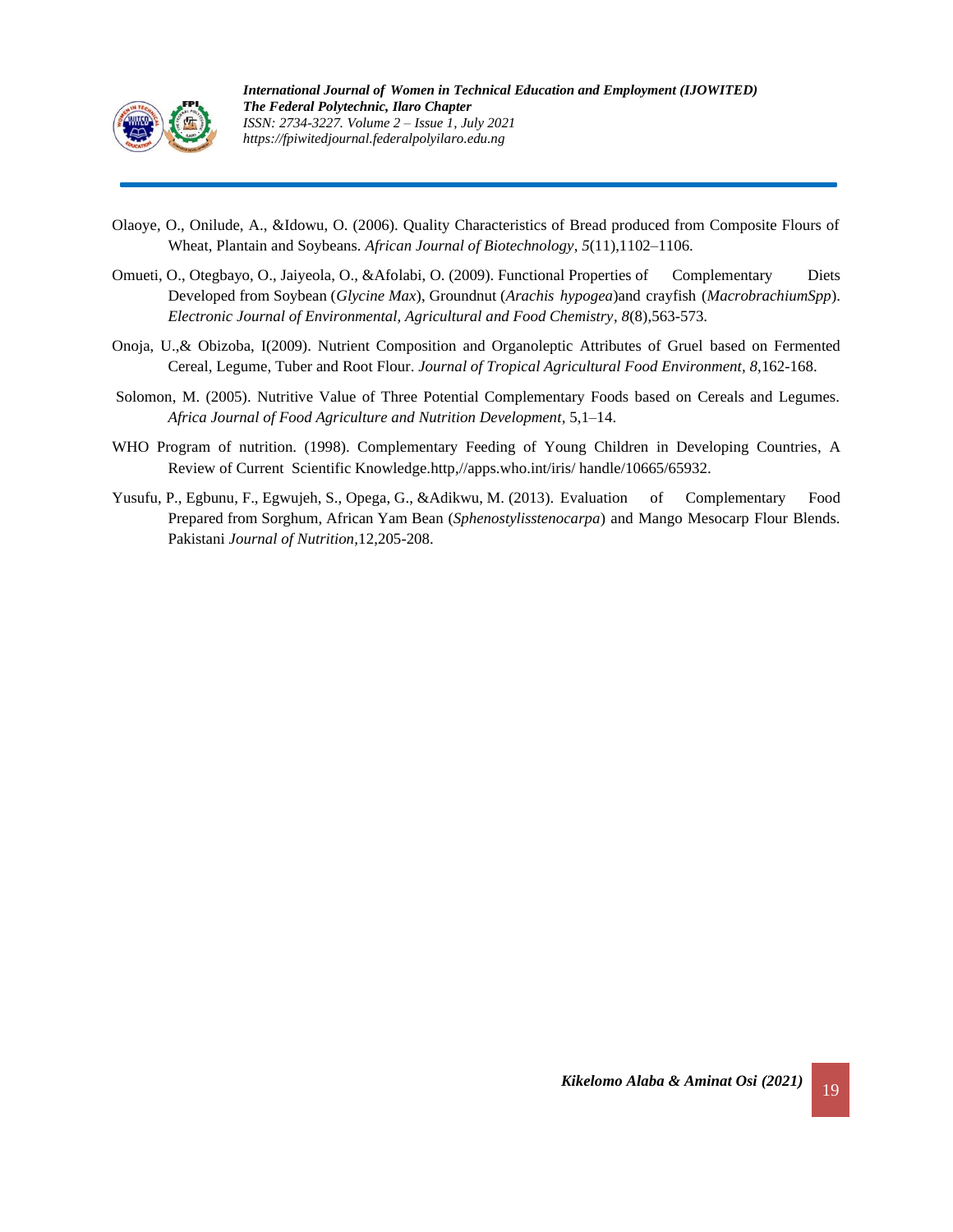Olaoye, O., Onilude, A., &Idowu, O. (2006). Quality Characteristics of Bread produced from Composite Flours of Wheat, Plantain and Soybeans. *African Journal of Biotechnology*, *5*(11),1102–1106.

Omueti, O., Otegbayo, O., Jaiyeola, O., &Afolabi, O. (2009). Functional Properties of Complementary Diets Developed from Soybean (*Glycine Max*), Groundnut (*Arachis hypogea*)and crayfish (*MacrobrachiumSpp*). *Electronic Journal of Environmental, Agricultural and Food Chemistry*, *8*(8),563-573.

Onoja, U.,& Obizoba, I(2009). Nutrient Composition and Organoleptic Attributes of Gruel based on Fermented Cereal, Legume, Tuber and Root Flour. *Journal of Tropical Agricultural Food Environment*, *8*,162-168.

Solomon, M. (2005). Nutritive Value of Three Potential Complementary Foods based on Cereals and Legumes. *Africa Journal of Food Agriculture and Nutrition Development*, 5,1–14.

WHO Program of nutrition. (1998). Complementary Feeding of Young Children in Developing Countries, A Review of Current Scientific Knowledge.http,//apps.who.int/iris/ handle/10665/65932.

Yusufu, P., Egbunu, F., Egwujeh, S., Opega, G., &Adikwu, M. (2013). Evaluation of Complementary Food Prepared from Sorghum, African Yam Bean (*Sphenostylisstenocarpa*) and Mango Mesocarp Flour Blends. Pakistani *Journal of Nutrition*,12,205-208.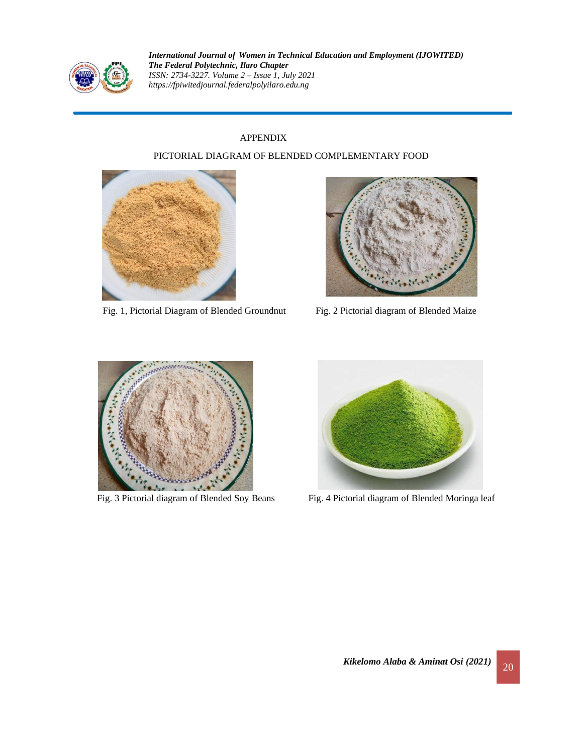## APPENDIX

### PICTORIAL DIAGRAM OF BLENDED COMPLEMENTARY FOOD

Fig. 1, Pictorial Diagram of Blended Groundnut

Fig. 2 Pictorial diagram of Blended Maize

Fig. 3 Pictorial diagram of Blended Soy Beans

Fig. 4 Pictorial diagram of Blended Moringa leaf